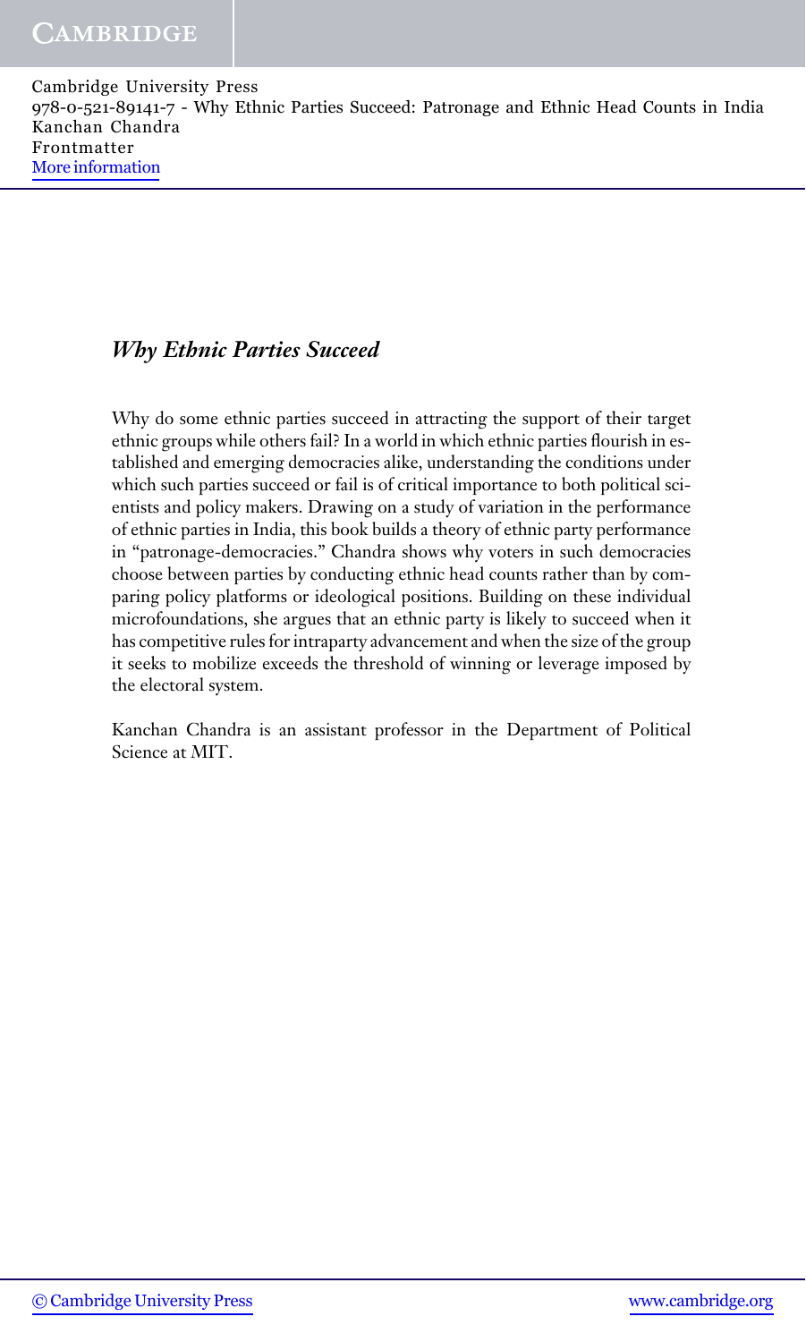# *Why Ethnic Parties Succeed*

Why do some ethnic parties succeed in attracting the support of their target ethnic groups while others fail? In a world in which ethnic parties flourish in established and emerging democracies alike, understanding the conditions under which such parties succeed or fail is of critical importance to both political scientists and policy makers. Drawing on a study of variation in the performance of ethnic parties in India, this book builds a theory of ethnic party performance in "patronage-democracies." Chandra shows why voters in such democracies choose between parties by conducting ethnic head counts rather than by comparing policy platforms or ideological positions. Building on these individual microfoundations, she argues that an ethnic party is likely to succeed when it has competitive rules for intraparty advancement and when the size of the group it seeks to mobilize exceeds the threshold of winning or leverage imposed by the electoral system.

Kanchan Chandra is an assistant professor in the Department of Political Science at MIT.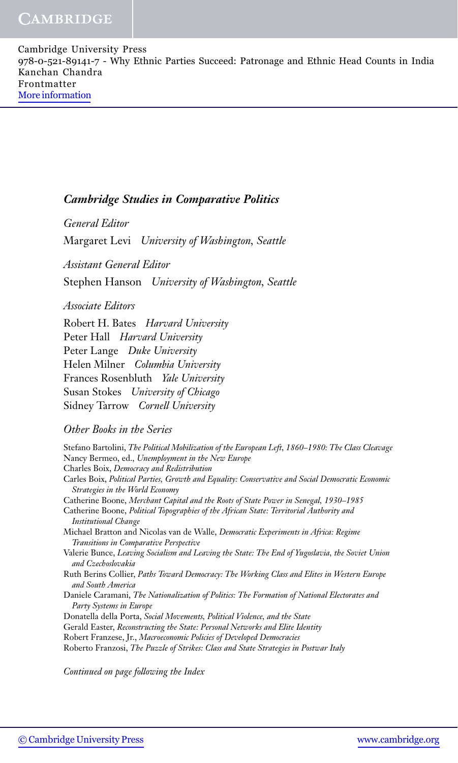## *Cambridge Studies in Comparative Politics*

*General Editor*

Margaret Levi *University of Washington, Seattle*

*Assistant General Editor*

Stephen Hanson *University of Washington, Seattle*

*Associate Editors*

Robert H. Bates *Harvard University*
Peter Hall *Harvard University*
Peter Lange *Duke University*
Helen Milner *Columbia University*
Frances Rosenbluth *Yale University*
Susan Stokes *University of Chicago*
Sidney Tarrow *Cornell University*

*Other Books in the Series*

Stefano Bartolini, *The Political Mobilization of the European Left, 1860–1980: The Class Cleavage*
Nancy Bermeo, ed., *Unemployment in the New Europe*
Charles Boix, *Democracy and Redistribution*
Carles Boix, *Political Parties, Growth and Equality: Conservative and Social Democratic Economic Strategies in the World Economy*
Catherine Boone, *Merchant Capital and the Roots of State Power in Senegal, 1930–1985*
Catherine Boone, *Political Topographies of the African State: Territorial Authority and Institutional Change*
Michael Bratton and Nicolas van de Walle, *Democratic Experiments in Africa: Regime Transitions in Comparative Perspective*
Valerie Bunce, *Leaving Socialism and Leaving the State: The End of Yugoslavia, the Soviet Union and Czechoslovakia*
Ruth Berins Collier, *Paths Toward Democracy: The Working Class and Elites in Western Europe and South America*
Daniele Caramani, *The Nationalization of Politics: The Formation of National Electorates and Party Systems in Europe*
Donatella della Porta, *Social Movements, Political Violence, and the State*
Gerald Easter, *Reconstructing the State: Personal Networks and Elite Identity*
Robert Franzese, Jr., *Macroeconomic Policies of Developed Democracies*
Roberto Franzosi, *The Puzzle of Strikes: Class and State Strategies in Postwar Italy*

*Continued on page following the Index*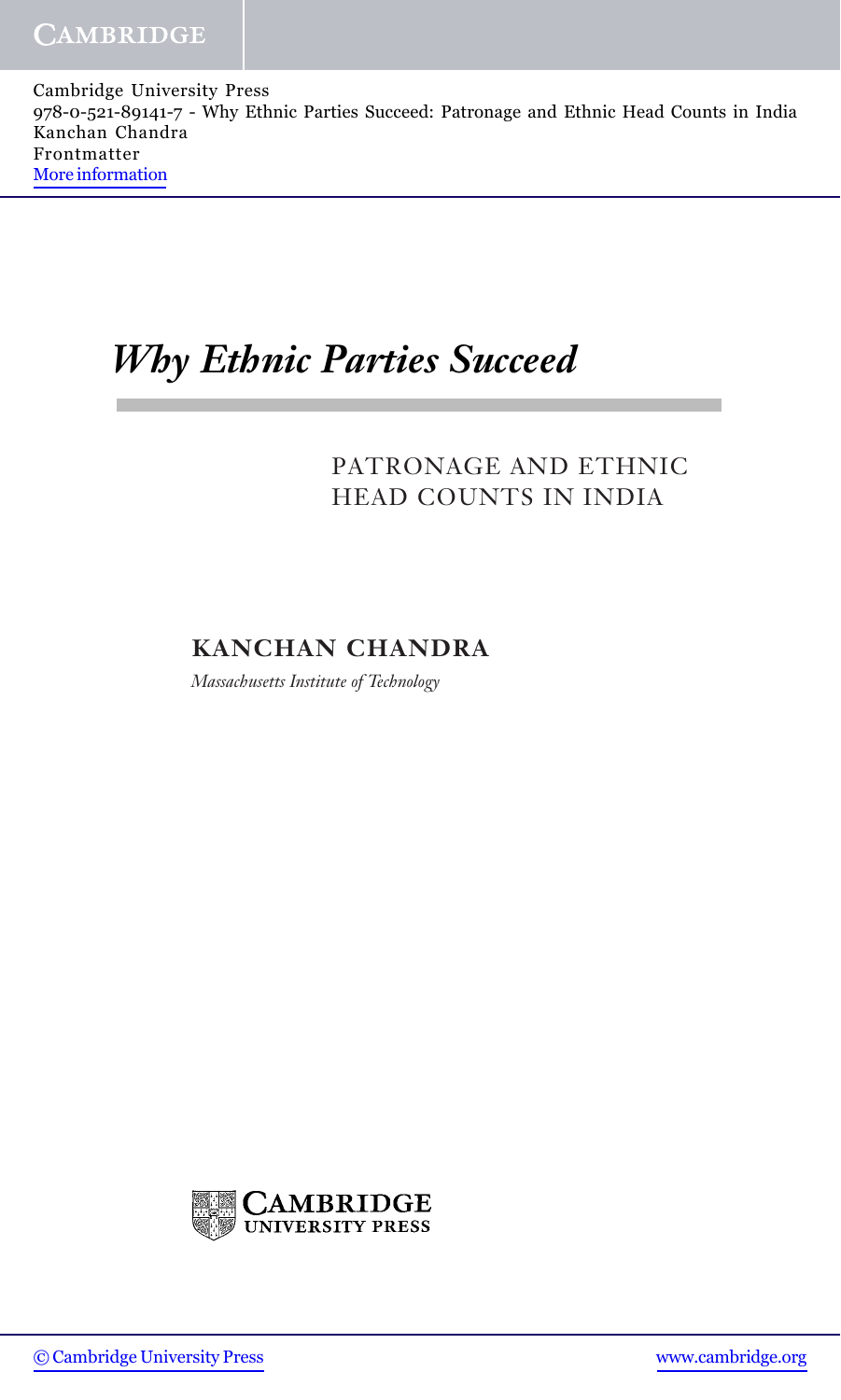# *Why Ethnic Parties Succeed*

PATRONAGE AND ETHNIC HEAD COUNTS IN INDIA

**KANCHAN CHANDRA**

*Massachusetts Institute of Technology*

CAMBRIDGE UNIVERSITY PRESS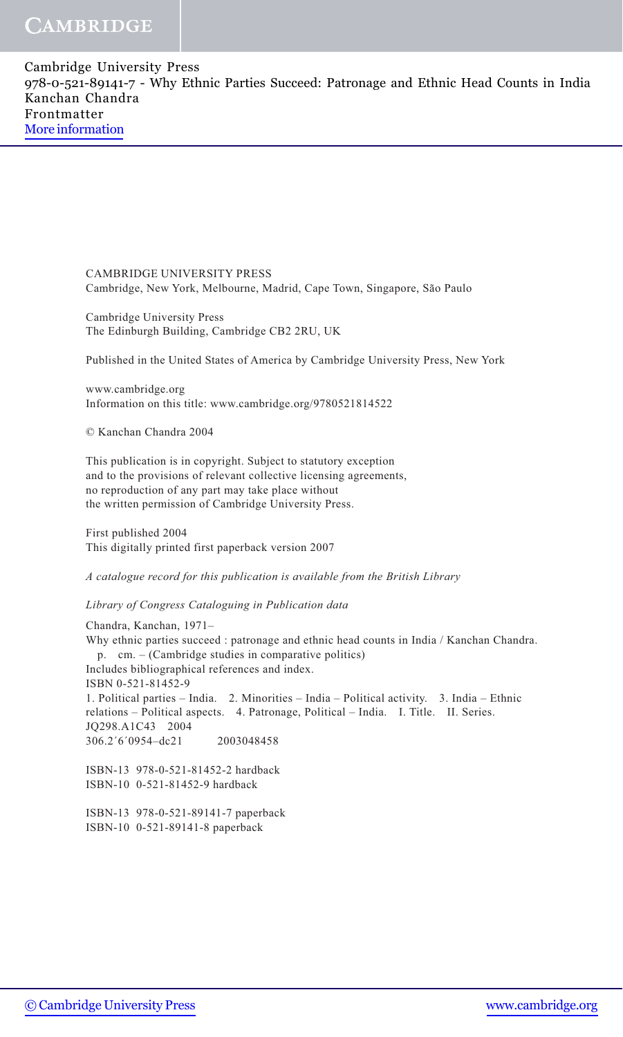CAMBRIDGE UNIVERSITY PRESS
Cambridge, New York, Melbourne, Madrid, Cape Town, Singapore, São Paulo

Cambridge University Press
The Edinburgh Building, Cambridge CB2 2RU, UK

Published in the United States of America by Cambridge University Press, New York

www.cambridge.org
Information on this title: www.cambridge.org/9780521814522

© Kanchan Chandra 2004

This publication is in copyright. Subject to statutory exception
and to the provisions of relevant collective licensing agreements,
no reproduction of any part may take place without
the written permission of Cambridge University Press.

First published 2004
This digitally printed first paperback version 2007

*A catalogue record for this publication is available from the British Library*

*Library of Congress Cataloguing in Publication data*

Chandra, Kanchan, 1971–
Why ethnic parties succeed : patronage and ethnic head counts in India / Kanchan Chandra.
p. cm. – (Cambridge studies in comparative politics)
Includes bibliographical references and index.
ISBN 0-521-81452-9
1. Political parties – India. 2. Minorities – India – Political activity. 3. India – Ethnic relations – Political aspects. 4. Patronage, Political – India. I. Title. II. Series.
JQ298.A1C43 2004
306.2´6´0954–dc21 2003048458

ISBN-13 978-0-521-81452-2 hardback
ISBN-10 0-521-81452-9 hardback

ISBN-13 978-0-521-89141-7 paperback
ISBN-10 0-521-89141-8 paperback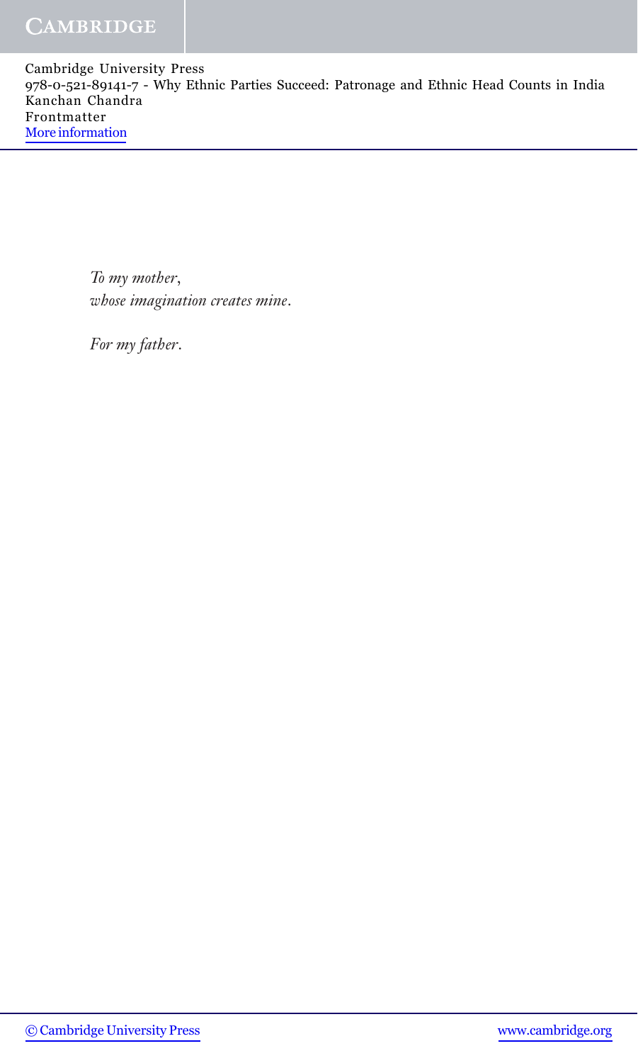*To my mother,*
*whose imagination creates mine.*

*For my father.*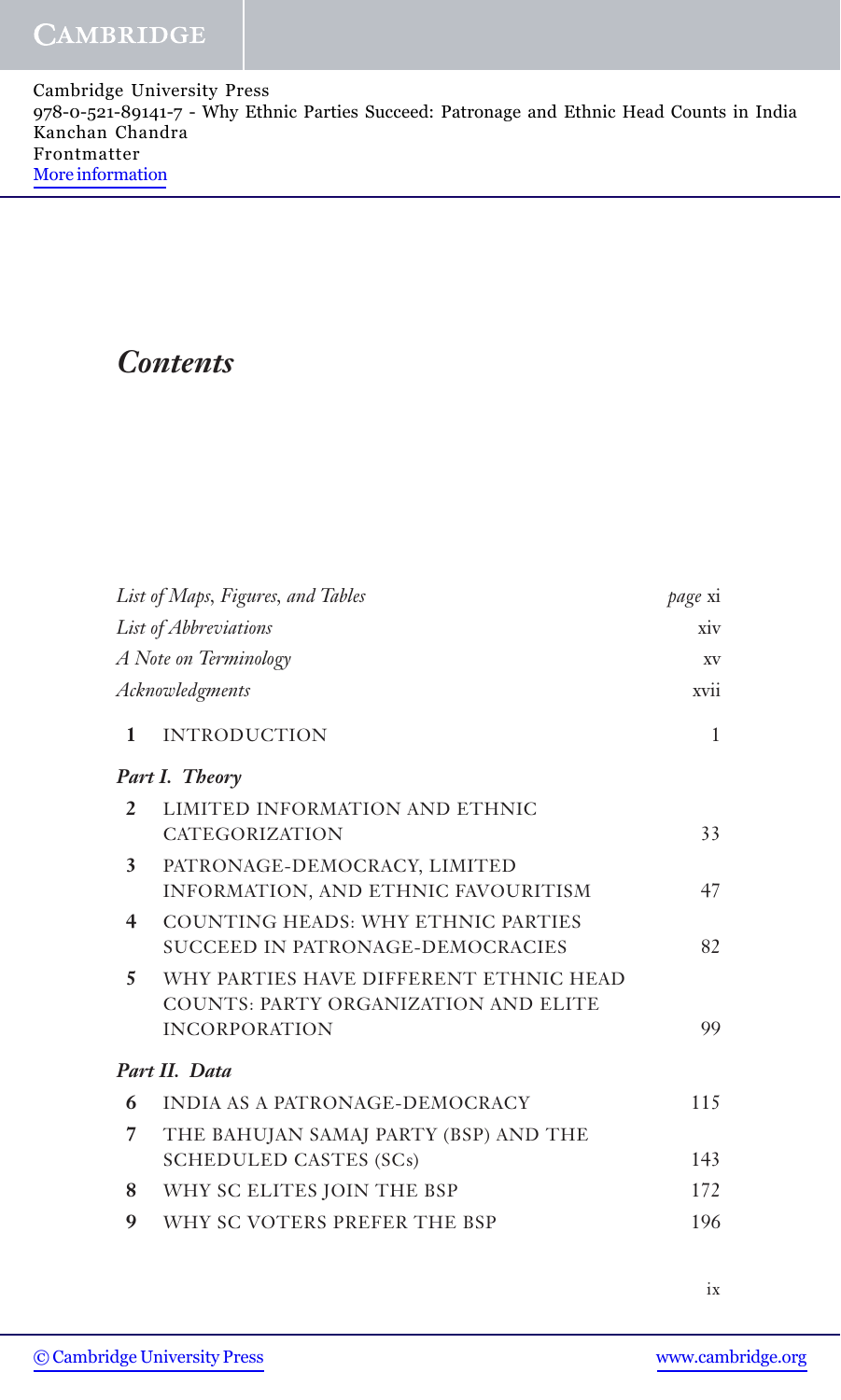# *Contents*

| | | |
|---|---|---|
| *List of Maps, Figures, and Tables* | | *page* xi |
| *List of Abbreviations* | | xiv |
| *A Note on Terminology* | | xv |
| *Acknowledgments* | | xvii |
| 1 | INTRODUCTION | 1 |
| ***Part I. Theory*** | | |
| 2 | LIMITED INFORMATION AND ETHNIC CATEGORIZATION | 33 |
| 3 | PATRONAGE-DEMOCRACY, LIMITED INFORMATION, AND ETHNIC FAVOURITISM | 47 |
| 4 | COUNTING HEADS: WHY ETHNIC PARTIES SUCCEED IN PATRONAGE-DEMOCRACIES | 82 |
| 5 | WHY PARTIES HAVE DIFFERENT ETHNIC HEAD COUNTS: PARTY ORGANIZATION AND ELITE INCORPORATION | 99 |
| ***Part II. Data*** | | |
| 6 | INDIA AS A PATRONAGE-DEMOCRACY | 115 |
| 7 | THE BAHUJAN SAMAJ PARTY (BSP) AND THE SCHEDULED CASTES (SCs) | 143 |
| 8 | WHY SC ELITES JOIN THE BSP | 172 |
| 9 | WHY SC VOTERS PREFER THE BSP | 196 |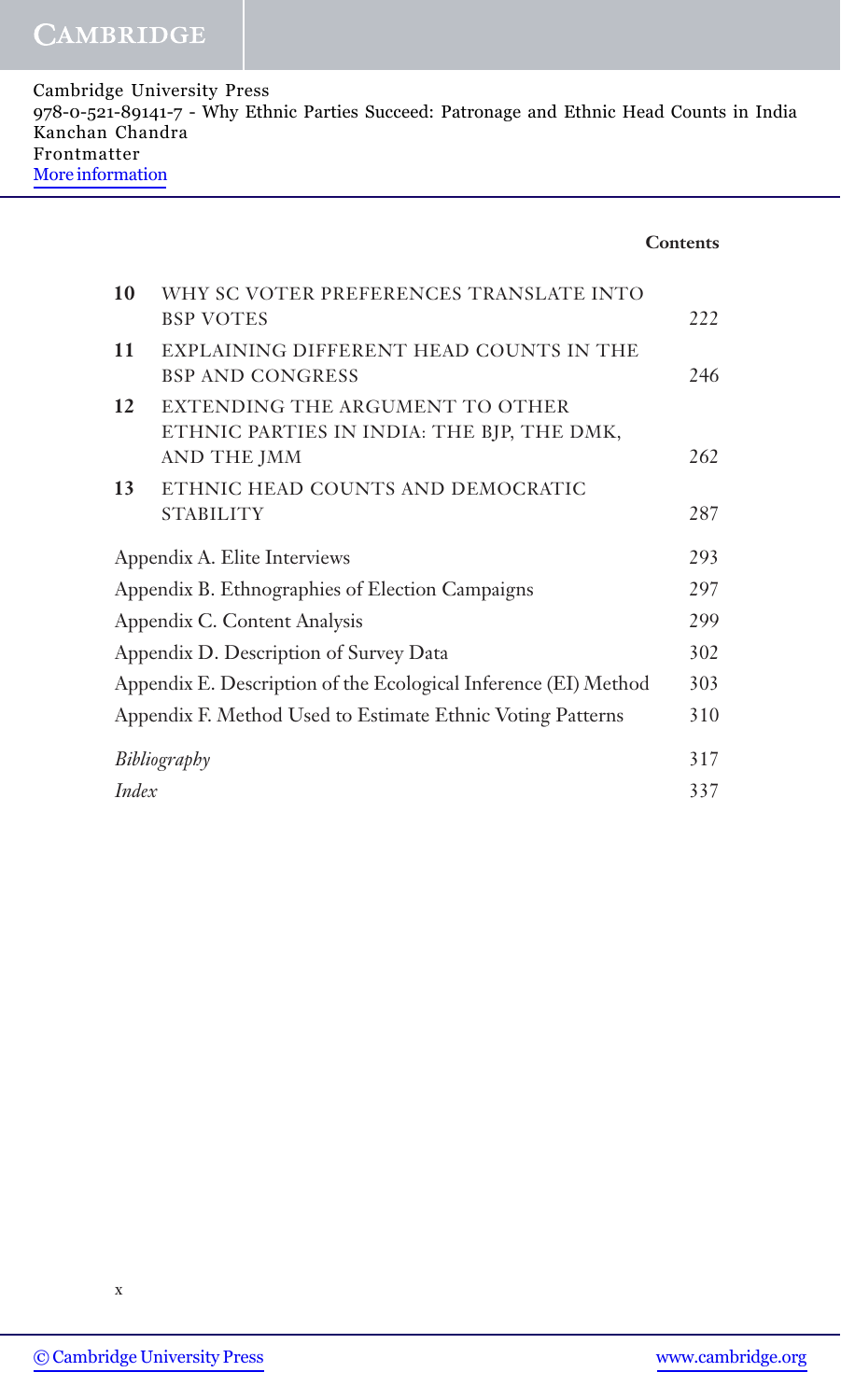| | | |
|---|---|---|
| 10 | WHY SC VOTER PREFERENCES TRANSLATE INTO BSP VOTES | 222 |
| 11 | EXPLAINING DIFFERENT HEAD COUNTS IN THE BSP AND CONGRESS | 246 |
| 12 | EXTENDING THE ARGUMENT TO OTHER ETHNIC PARTIES IN INDIA: THE BJP, THE DMK, AND THE JMM | 262 |
| 13 | ETHNIC HEAD COUNTS AND DEMOCRATIC STABILITY | 287 |

| | |
|---|---|
| Appendix A. Elite Interviews | 293 |
| Appendix B. Ethnographies of Election Campaigns | 297 |
| Appendix C. Content Analysis | 299 |
| Appendix D. Description of Survey Data | 302 |
| Appendix E. Description of the Ecological Inference (EI) Method | 303 |
| Appendix F. Method Used to Estimate Ethnic Voting Patterns | 310 |
| *Bibliography* | 317 |
| *Index* | 337 |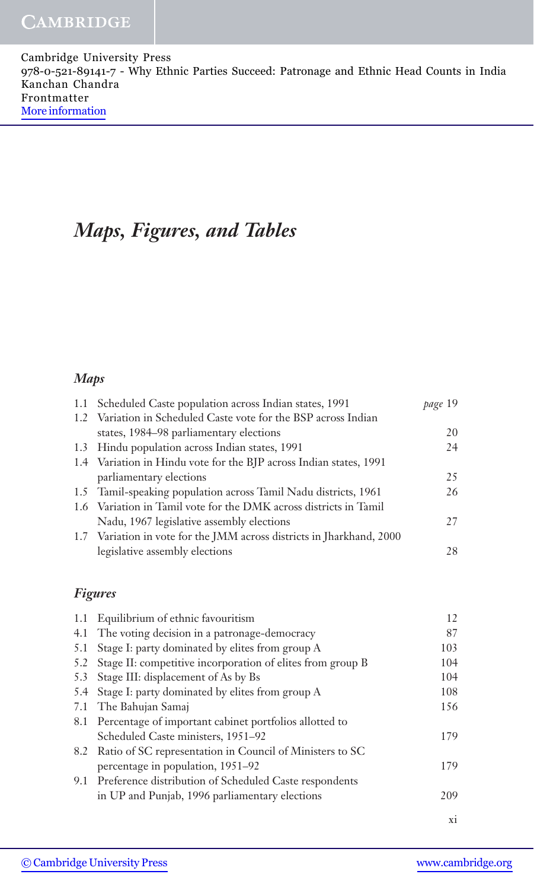# *Maps, Figures, and Tables*

### *Maps*

| | | |
|---|---|---|
| 1.1 | Scheduled Caste population across Indian states, 1991 | *page* 19 |
| 1.2 | Variation in Scheduled Caste vote for the BSP across Indian states, 1984–98 parliamentary elections | 20 |
| 1.3 | Hindu population across Indian states, 1991 | 24 |
| 1.4 | Variation in Hindu vote for the BJP across Indian states, 1991 parliamentary elections | 25 |
| 1.5 | Tamil-speaking population across Tamil Nadu districts, 1961 | 26 |
| 1.6 | Variation in Tamil vote for the DMK across districts in Tamil Nadu, 1967 legislative assembly elections | 27 |
| 1.7 | Variation in vote for the JMM across districts in Jharkhand, 2000 legislative assembly elections | 28 |

### *Figures*

| | | |
|---|---|---|
| 1.1 | Equilibrium of ethnic favouritism | 12 |
| 4.1 | The voting decision in a patronage-democracy | 87 |
| 5.1 | Stage I: party dominated by elites from group A | 103 |
| 5.2 | Stage II: competitive incorporation of elites from group B | 104 |
| 5.3 | Stage III: displacement of As by Bs | 104 |
| 5.4 | Stage I: party dominated by elites from group A | 108 |
| 7.1 | The Bahujan Samaj | 156 |
| 8.1 | Percentage of important cabinet portfolios allotted to Scheduled Caste ministers, 1951–92 | 179 |
| 8.2 | Ratio of SC representation in Council of Ministers to SC percentage in population, 1951–92 | 179 |
| 9.1 | Preference distribution of Scheduled Caste respondents in UP and Punjab, 1996 parliamentary elections | 209 |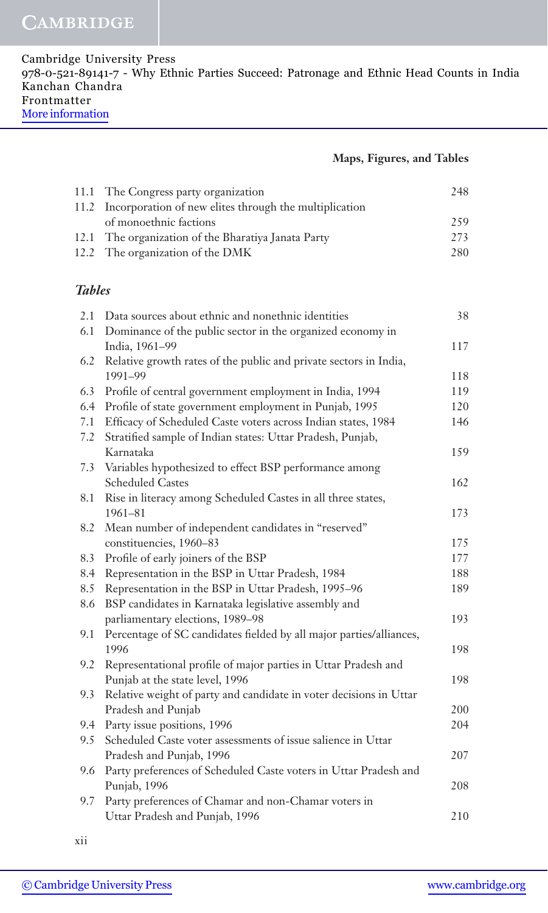## Maps, Figures, and Tables

| | | |
|---|---|---|
| 11.1 | The Congress party organization | 248 |
| 11.2 | Incorporation of new elites through the multiplication of monoethnic factions | 259 |
| 12.1 | The organization of the Bharatiya Janata Party | 273 |
| 12.2 | The organization of the DMK | 280 |

### *Tables*

| | | |
|---|---|---|
| 2.1 | Data sources about ethnic and nonethnic identities | 38 |
| 6.1 | Dominance of the public sector in the organized economy in India, 1961–99 | 117 |
| 6.2 | Relative growth rates of the public and private sectors in India, 1991–99 | 118 |
| 6.3 | Profile of central government employment in India, 1994 | 119 |
| 6.4 | Profile of state government employment in Punjab, 1995 | 120 |
| 7.1 | Efficacy of Scheduled Caste voters across Indian states, 1984 | 146 |
| 7.2 | Stratified sample of Indian states: Uttar Pradesh, Punjab, Karnataka | 159 |
| 7.3 | Variables hypothesized to effect BSP performance among Scheduled Castes | 162 |
| 8.1 | Rise in literacy among Scheduled Castes in all three states, 1961–81 | 173 |
| 8.2 | Mean number of independent candidates in "reserved" constituencies, 1960–83 | 175 |
| 8.3 | Profile of early joiners of the BSP | 177 |
| 8.4 | Representation in the BSP in Uttar Pradesh, 1984 | 188 |
| 8.5 | Representation in the BSP in Uttar Pradesh, 1995–96 | 189 |
| 8.6 | BSP candidates in Karnataka legislative assembly and parliamentary elections, 1989–98 | 193 |
| 9.1 | Percentage of SC candidates fielded by all major parties/alliances, 1996 | 198 |
| 9.2 | Representational profile of major parties in Uttar Pradesh and Punjab at the state level, 1996 | 198 |
| 9.3 | Relative weight of party and candidate in voter decisions in Uttar Pradesh and Punjab | 200 |
| 9.4 | Party issue positions, 1996 | 204 |
| 9.5 | Scheduled Caste voter assessments of issue salience in Uttar Pradesh and Punjab, 1996 | 207 |
| 9.6 | Party preferences of Scheduled Caste voters in Uttar Pradesh and Punjab, 1996 | 208 |
| 9.7 | Party preferences of Chamar and non-Chamar voters in Uttar Pradesh and Punjab, 1996 | 210 |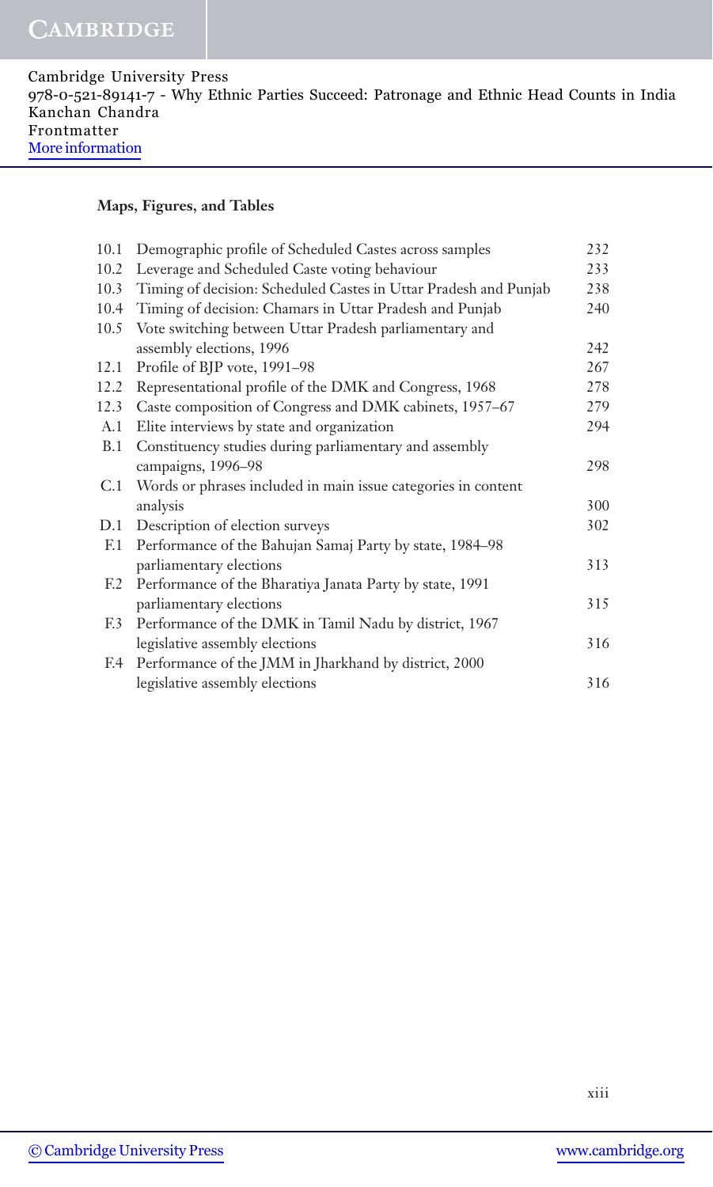**Maps, Figures, and Tables**

| | | |
|---|---|---|
| 10.1 | Demographic profile of Scheduled Castes across samples | 232 |
| 10.2 | Leverage and Scheduled Caste voting behaviour | 233 |
| 10.3 | Timing of decision: Scheduled Castes in Uttar Pradesh and Punjab | 238 |
| 10.4 | Timing of decision: Chamars in Uttar Pradesh and Punjab | 240 |
| 10.5 | Vote switching between Uttar Pradesh parliamentary and assembly elections, 1996 | 242 |
| 12.1 | Profile of BJP vote, 1991–98 | 267 |
| 12.2 | Representational profile of the DMK and Congress, 1968 | 278 |
| 12.3 | Caste composition of Congress and DMK cabinets, 1957–67 | 279 |
| A.1 | Elite interviews by state and organization | 294 |
| B.1 | Constituency studies during parliamentary and assembly campaigns, 1996–98 | 298 |
| C.1 | Words or phrases included in main issue categories in content analysis | 300 |
| D.1 | Description of election surveys | 302 |
| F.1 | Performance of the Bahujan Samaj Party by state, 1984–98 parliamentary elections | 313 |
| F.2 | Performance of the Bharatiya Janata Party by state, 1991 parliamentary elections | 315 |
| F.3 | Performance of the DMK in Tamil Nadu by district, 1967 legislative assembly elections | 316 |
| F.4 | Performance of the JMM in Jharkhand by district, 2000 legislative assembly elections | 316 |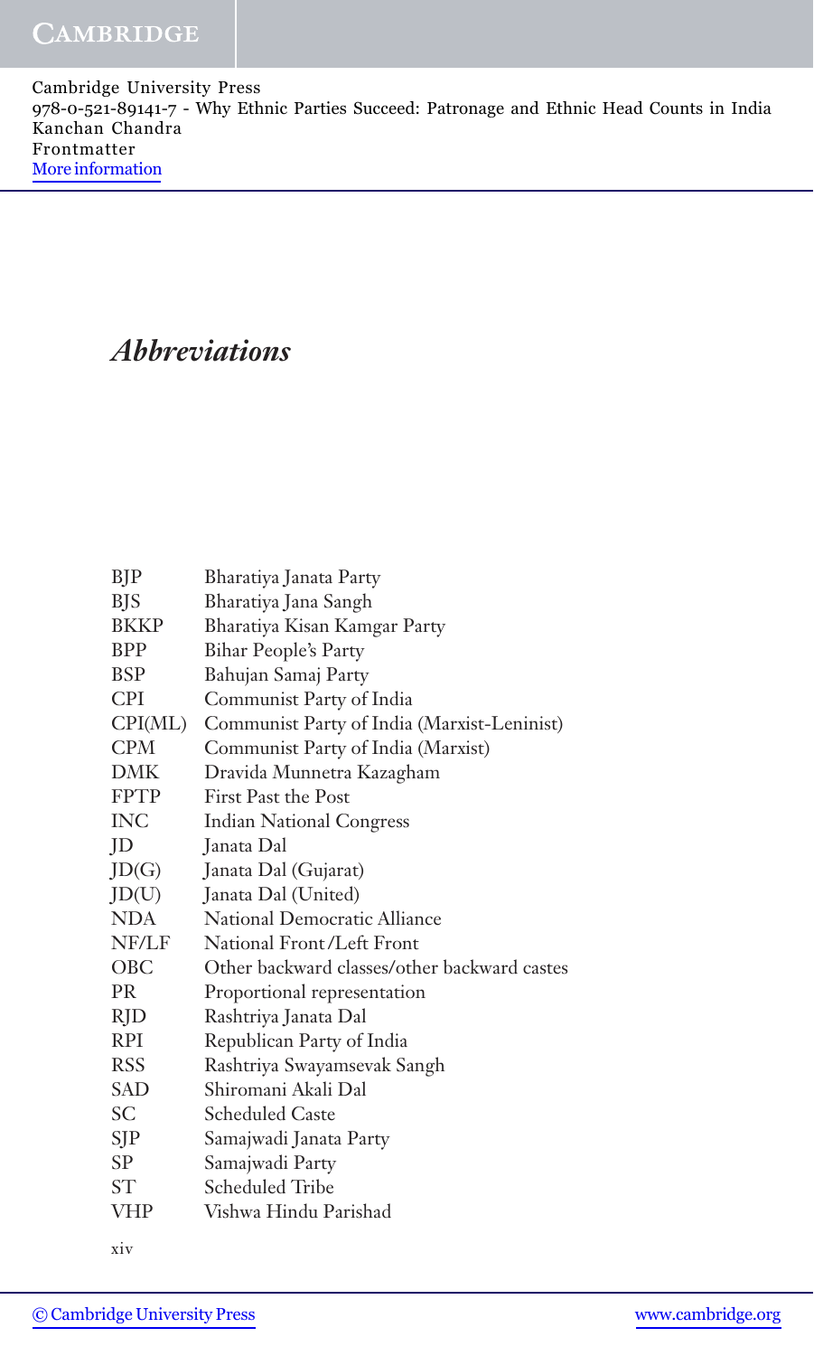# *Abbreviations*

| | |
|---|---|
| BJP | Bharatiya Janata Party |
| BJS | Bharatiya Jana Sangh |
| BKKP | Bharatiya Kisan Kamgar Party |
| BPP | Bihar People's Party |
| BSP | Bahujan Samaj Party |
| CPI | Communist Party of India |
| CPI(ML) | Communist Party of India (Marxist-Leninist) |
| CPM | Communist Party of India (Marxist) |
| DMK | Dravida Munnetra Kazagham |
| FPTP | First Past the Post |
| INC | Indian National Congress |
| JD | Janata Dal |
| JD(G) | Janata Dal (Gujarat) |
| JD(U) | Janata Dal (United) |
| NDA | National Democratic Alliance |
| NF/LF | National Front/Left Front |
| OBC | Other backward classes/other backward castes |
| PR | Proportional representation |
| RJD | Rashtriya Janata Dal |
| RPI | Republican Party of India |
| RSS | Rashtriya Swayamsevak Sangh |
| SAD | Shiromani Akali Dal |
| SC | Scheduled Caste |
| SJP | Samajwadi Janata Party |
| SP | Samajwadi Party |
| ST | Scheduled Tribe |
| VHP | Vishwa Hindu Parishad |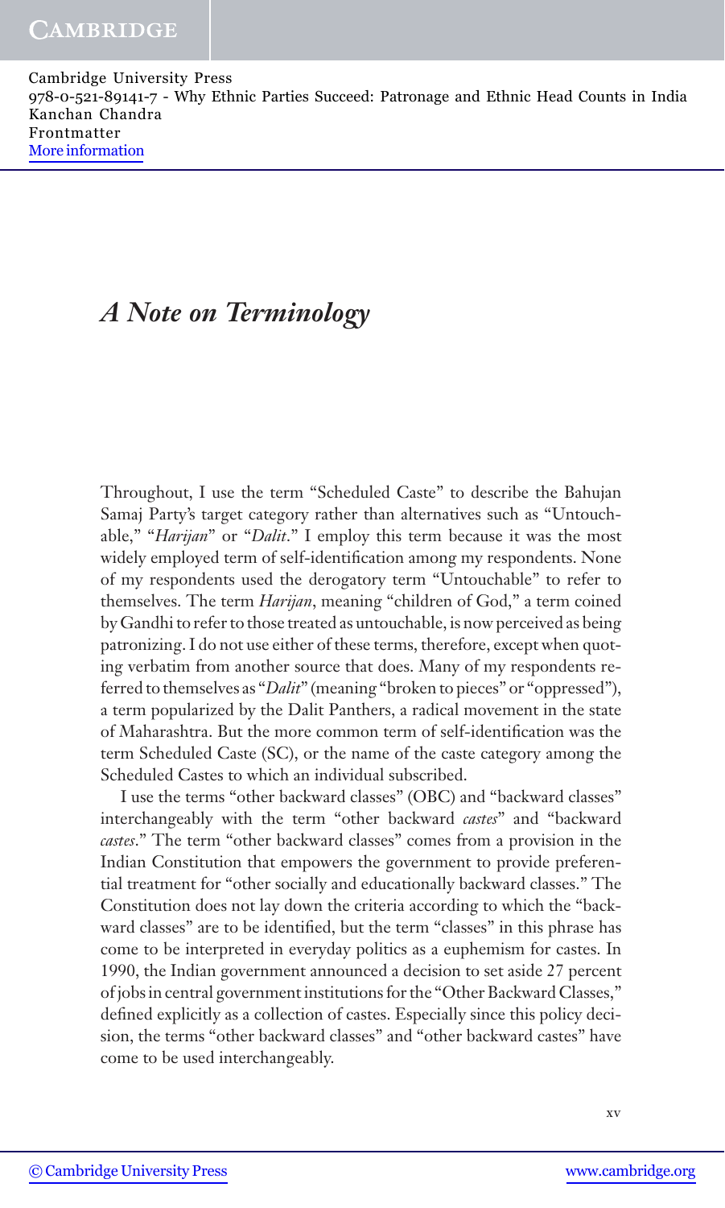# *A Note on Terminology*

Throughout, I use the term "Scheduled Caste" to describe the Bahujan Samaj Party's target category rather than alternatives such as "Untouchable," "*Harijan*" or "*Dalit*." I employ this term because it was the most widely employed term of self-identification among my respondents. None of my respondents used the derogatory term "Untouchable" to refer to themselves. The term *Harijan*, meaning "children of God," a term coined by Gandhi to refer to those treated as untouchable, is now perceived as being patronizing. I do not use either of these terms, therefore, except when quoting verbatim from another source that does. Many of my respondents referred to themselves as "*Dalit*" (meaning "broken to pieces" or "oppressed"), a term popularized by the Dalit Panthers, a radical movement in the state of Maharashtra. But the more common term of self-identification was the term Scheduled Caste (SC), or the name of the caste category among the Scheduled Castes to which an individual subscribed.

I use the terms "other backward classes" (OBC) and "backward classes" interchangeably with the term "other backward *castes*" and "backward *castes*." The term "other backward classes" comes from a provision in the Indian Constitution that empowers the government to provide preferential treatment for "other socially and educationally backward classes." The Constitution does not lay down the criteria according to which the "backward classes" are to be identified, but the term "classes" in this phrase has come to be interpreted in everyday politics as a euphemism for castes. In 1990, the Indian government announced a decision to set aside 27 percent of jobs in central government institutions for the "Other Backward Classes," defined explicitly as a collection of castes. Especially since this policy decision, the terms "other backward classes" and "other backward castes" have come to be used interchangeably.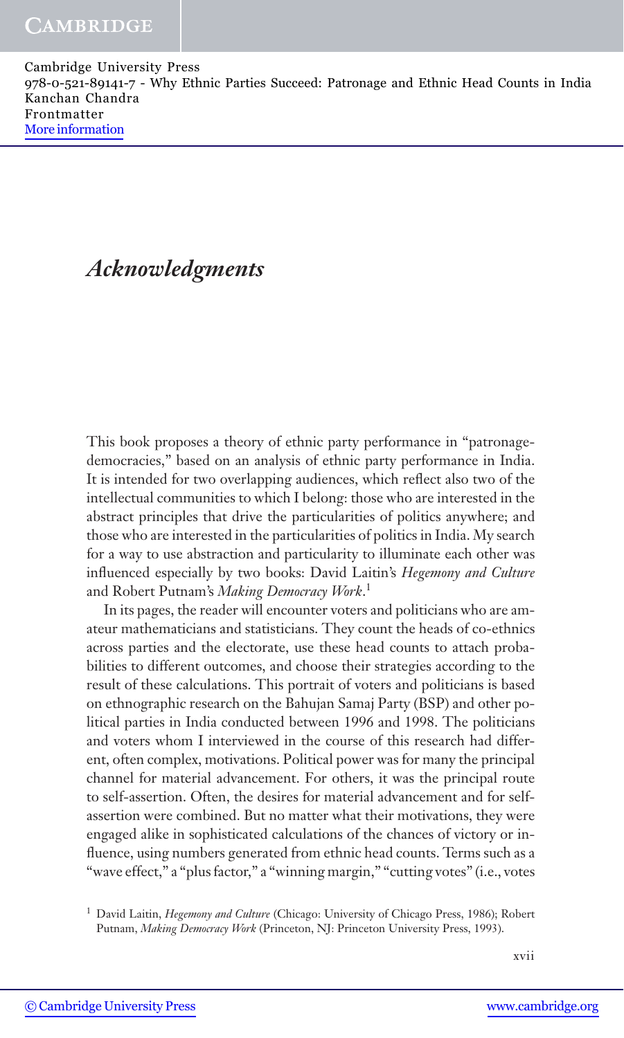# *Acknowledgments*

This book proposes a theory of ethnic party performance in "patronage-democracies," based on an analysis of ethnic party performance in India. It is intended for two overlapping audiences, which reflect also two of the intellectual communities to which I belong: those who are interested in the abstract principles that drive the particularities of politics anywhere; and those who are interested in the particularities of politics in India. My search for a way to use abstraction and particularity to illuminate each other was influenced especially by two books: David Laitin's *Hegemony and Culture* and Robert Putnam's *Making Democracy Work*.[1]

In its pages, the reader will encounter voters and politicians who are amateur mathematicians and statisticians. They count the heads of co-ethnics across parties and the electorate, use these head counts to attach probabilities to different outcomes, and choose their strategies according to the result of these calculations. This portrait of voters and politicians is based on ethnographic research on the Bahujan Samaj Party (BSP) and other political parties in India conducted between 1996 and 1998. The politicians and voters whom I interviewed in the course of this research had different, often complex, motivations. Political power was for many the principal channel for material advancement. For others, it was the principal route to self-assertion. Often, the desires for material advancement and for self-assertion were combined. But no matter what their motivations, they were engaged alike in sophisticated calculations of the chances of victory or influence, using numbers generated from ethnic head counts. Terms such as a "wave effect," a "plus factor," a "winning margin," "cutting votes" (i.e., votes

[1] David Laitin, *Hegemony and Culture* (Chicago: University of Chicago Press, 1986); Robert Putnam, *Making Democracy Work* (Princeton, NJ: Princeton University Press, 1993).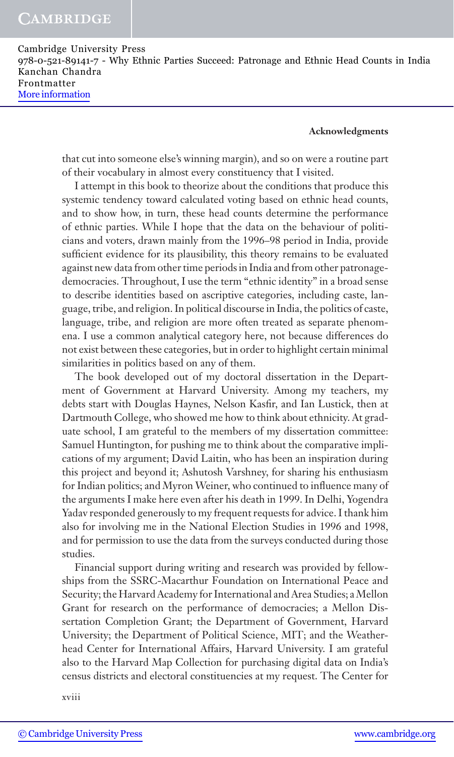that cut into someone else's winning margin), and so on were a routine part of their vocabulary in almost every constituency that I visited.

I attempt in this book to theorize about the conditions that produce this systemic tendency toward calculated voting based on ethnic head counts, and to show how, in turn, these head counts determine the performance of ethnic parties. While I hope that the data on the behaviour of politicians and voters, drawn mainly from the 1996–98 period in India, provide sufficient evidence for its plausibility, this theory remains to be evaluated against new data from other time periods in India and from other patronage-democracies. Throughout, I use the term "ethnic identity" in a broad sense to describe identities based on ascriptive categories, including caste, language, tribe, and religion. In political discourse in India, the politics of caste, language, tribe, and religion are more often treated as separate phenomena. I use a common analytical category here, not because differences do not exist between these categories, but in order to highlight certain minimal similarities in politics based on any of them.

The book developed out of my doctoral dissertation in the Department of Government at Harvard University. Among my teachers, my debts start with Douglas Haynes, Nelson Kasfir, and Ian Lustick, then at Dartmouth College, who showed me how to think about ethnicity. At graduate school, I am grateful to the members of my dissertation committee: Samuel Huntington, for pushing me to think about the comparative implications of my argument; David Laitin, who has been an inspiration during this project and beyond it; Ashutosh Varshney, for sharing his enthusiasm for Indian politics; and Myron Weiner, who continued to influence many of the arguments I make here even after his death in 1999. In Delhi, Yogendra Yadav responded generously to my frequent requests for advice. I thank him also for involving me in the National Election Studies in 1996 and 1998, and for permission to use the data from the surveys conducted during those studies.

Financial support during writing and research was provided by fellowships from the SSRC-Macarthur Foundation on International Peace and Security; the Harvard Academy for International and Area Studies; a Mellon Grant for research on the performance of democracies; a Mellon Dissertation Completion Grant; the Department of Government, Harvard University; the Department of Political Science, MIT; and the Weatherhead Center for International Affairs, Harvard University. I am grateful also to the Harvard Map Collection for purchasing digital data on India's census districts and electoral constituencies at my request. The Center for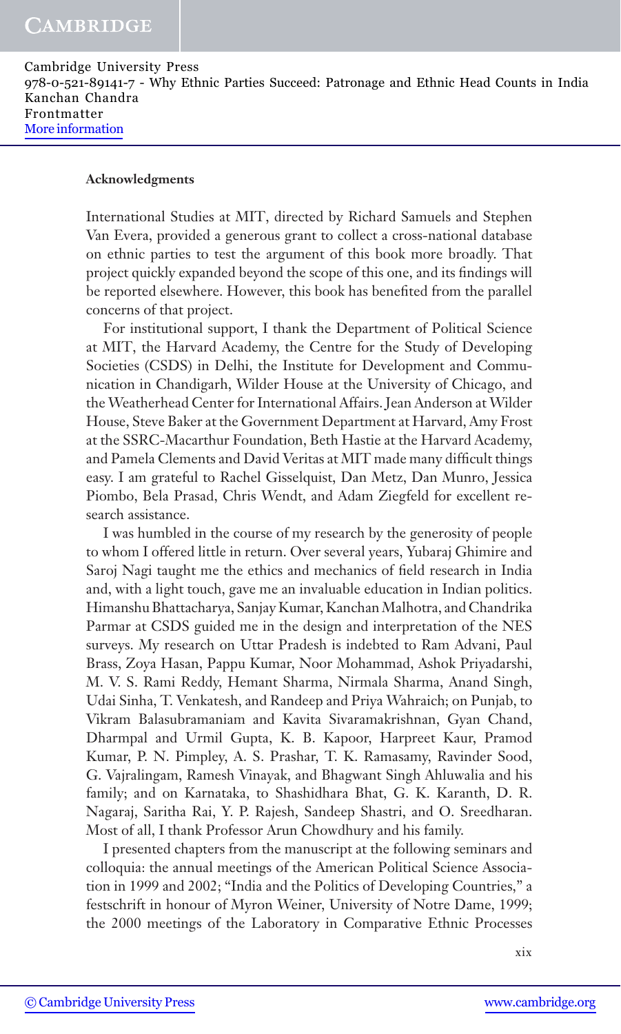**Acknowledgments**

International Studies at MIT, directed by Richard Samuels and Stephen Van Evera, provided a generous grant to collect a cross-national database on ethnic parties to test the argument of this book more broadly. That project quickly expanded beyond the scope of this one, and its findings will be reported elsewhere. However, this book has benefited from the parallel concerns of that project.

For institutional support, I thank the Department of Political Science at MIT, the Harvard Academy, the Centre for the Study of Developing Societies (CSDS) in Delhi, the Institute for Development and Communication in Chandigarh, Wilder House at the University of Chicago, and the Weatherhead Center for International Affairs. Jean Anderson at Wilder House, Steve Baker at the Government Department at Harvard, Amy Frost at the SSRC-Macarthur Foundation, Beth Hastie at the Harvard Academy, and Pamela Clements and David Veritas at MIT made many difficult things easy. I am grateful to Rachel Gisselquist, Dan Metz, Dan Munro, Jessica Piombo, Bela Prasad, Chris Wendt, and Adam Ziegfeld for excellent research assistance.

I was humbled in the course of my research by the generosity of people to whom I offered little in return. Over several years, Yubaraj Ghimire and Saroj Nagi taught me the ethics and mechanics of field research in India and, with a light touch, gave me an invaluable education in Indian politics. Himanshu Bhattacharya, Sanjay Kumar, Kanchan Malhotra, and Chandrika Parmar at CSDS guided me in the design and interpretation of the NES surveys. My research on Uttar Pradesh is indebted to Ram Advani, Paul Brass, Zoya Hasan, Pappu Kumar, Noor Mohammad, Ashok Priyadarshi, M. V. S. Rami Reddy, Hemant Sharma, Nirmala Sharma, Anand Singh, Udai Sinha, T. Venkatesh, and Randeep and Priya Wahraich; on Punjab, to Vikram Balasubramaniam and Kavita Sivaramakrishnan, Gyan Chand, Dharmpal and Urmil Gupta, K. B. Kapoor, Harpreet Kaur, Pramod Kumar, P. N. Pimpley, A. S. Prashar, T. K. Ramasamy, Ravinder Sood, G. Vajralingam, Ramesh Vinayak, and Bhagwant Singh Ahluwalia and his family; and on Karnataka, to Shashidhara Bhat, G. K. Karanth, D. R. Nagaraj, Saritha Rai, Y. P. Rajesh, Sandeep Shastri, and O. Sreedharan. Most of all, I thank Professor Arun Chowdhury and his family.

I presented chapters from the manuscript at the following seminars and colloquia: the annual meetings of the American Political Science Association in 1999 and 2002; "India and the Politics of Developing Countries," a festschrift in honour of Myron Weiner, University of Notre Dame, 1999; the 2000 meetings of the Laboratory in Comparative Ethnic Processes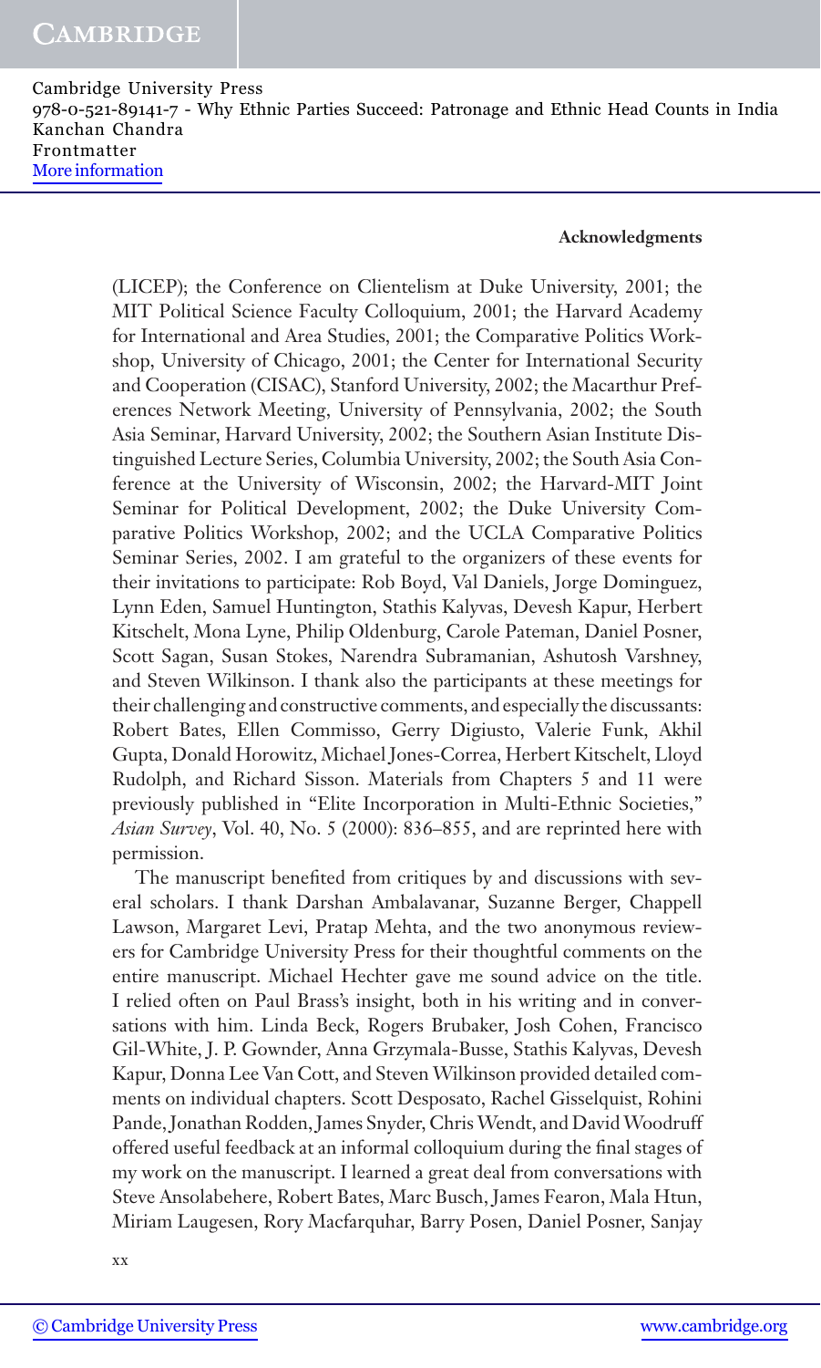(LICEP); the Conference on Clientelism at Duke University, 2001; the MIT Political Science Faculty Colloquium, 2001; the Harvard Academy for International and Area Studies, 2001; the Comparative Politics Workshop, University of Chicago, 2001; the Center for International Security and Cooperation (CISAC), Stanford University, 2002; the Macarthur Preferences Network Meeting, University of Pennsylvania, 2002; the South Asia Seminar, Harvard University, 2002; the Southern Asian Institute Distinguished Lecture Series, Columbia University, 2002; the South Asia Conference at the University of Wisconsin, 2002; the Harvard-MIT Joint Seminar for Political Development, 2002; the Duke University Comparative Politics Workshop, 2002; and the UCLA Comparative Politics Seminar Series, 2002. I am grateful to the organizers of these events for their invitations to participate: Rob Boyd, Val Daniels, Jorge Dominguez, Lynn Eden, Samuel Huntington, Stathis Kalyvas, Devesh Kapur, Herbert Kitschelt, Mona Lyne, Philip Oldenburg, Carole Pateman, Daniel Posner, Scott Sagan, Susan Stokes, Narendra Subramanian, Ashutosh Varshney, and Steven Wilkinson. I thank also the participants at these meetings for their challenging and constructive comments, and especially the discussants: Robert Bates, Ellen Commisso, Gerry Digiusto, Valerie Funk, Akhil Gupta, Donald Horowitz, Michael Jones-Correa, Herbert Kitschelt, Lloyd Rudolph, and Richard Sisson. Materials from Chapters 5 and 11 were previously published in "Elite Incorporation in Multi-Ethnic Societies," *Asian Survey*, Vol. 40, No. 5 (2000): 836–855, and are reprinted here with permission.

The manuscript benefited from critiques by and discussions with several scholars. I thank Darshan Ambalavanar, Suzanne Berger, Chappell Lawson, Margaret Levi, Pratap Mehta, and the two anonymous reviewers for Cambridge University Press for their thoughtful comments on the entire manuscript. Michael Hechter gave me sound advice on the title. I relied often on Paul Brass's insight, both in his writing and in conversations with him. Linda Beck, Rogers Brubaker, Josh Cohen, Francisco Gil-White, J. P. Gownder, Anna Grzymala-Busse, Stathis Kalyvas, Devesh Kapur, Donna Lee Van Cott, and Steven Wilkinson provided detailed comments on individual chapters. Scott Desposato, Rachel Gisselquist, Rohini Pande, Jonathan Rodden, James Snyder, Chris Wendt, and David Woodruff offered useful feedback at an informal colloquium during the final stages of my work on the manuscript. I learned a great deal from conversations with Steve Ansolabehere, Robert Bates, Marc Busch, James Fearon, Mala Htun, Miriam Laugesen, Rory Macfarquhar, Barry Posen, Daniel Posner, Sanjay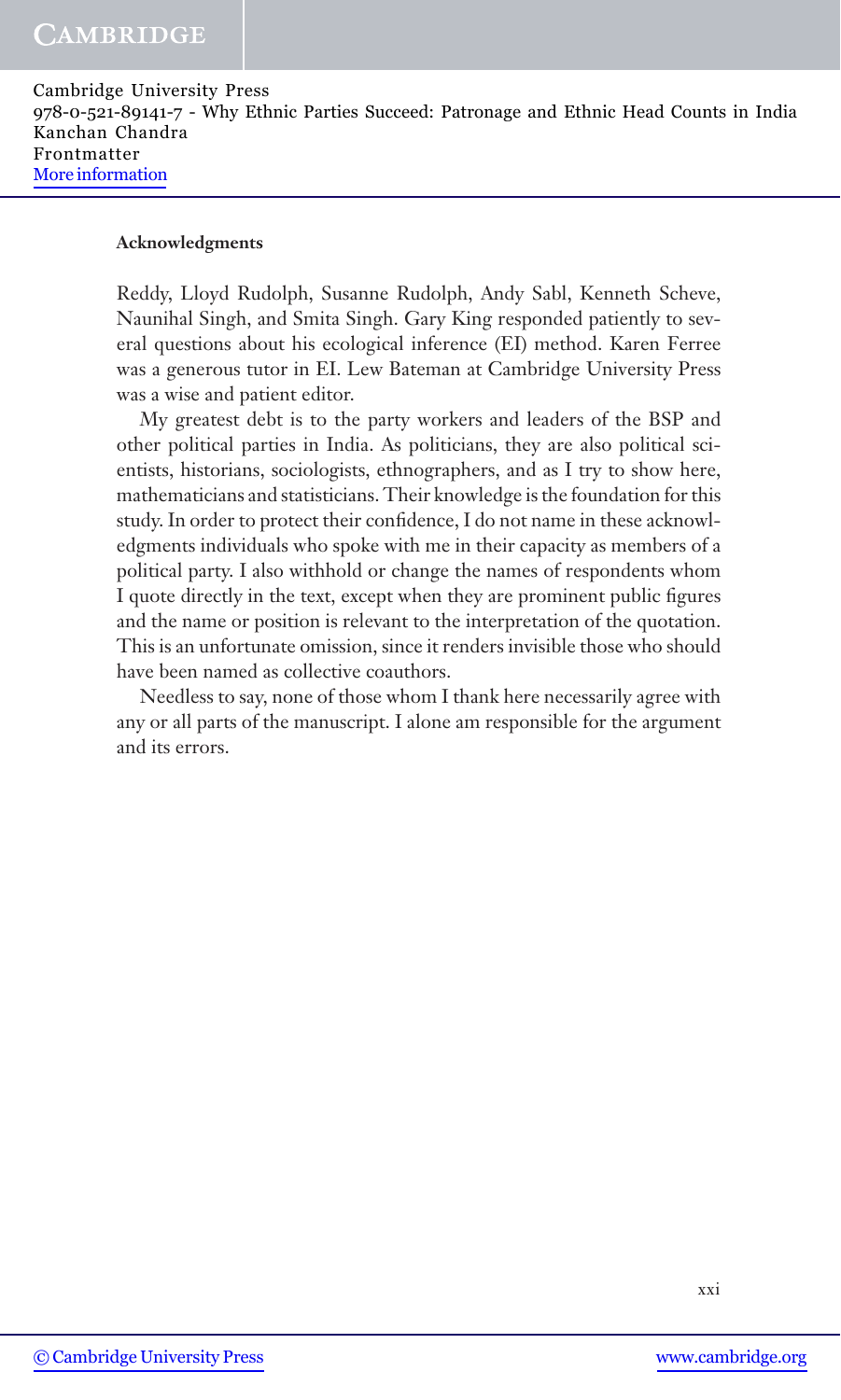**Acknowledgments**

Reddy, Lloyd Rudolph, Susanne Rudolph, Andy Sabl, Kenneth Scheve, Naunihal Singh, and Smita Singh. Gary King responded patiently to several questions about his ecological inference (EI) method. Karen Ferree was a generous tutor in EI. Lew Bateman at Cambridge University Press was a wise and patient editor.

My greatest debt is to the party workers and leaders of the BSP and other political parties in India. As politicians, they are also political scientists, historians, sociologists, ethnographers, and as I try to show here, mathematicians and statisticians. Their knowledge is the foundation for this study. In order to protect their confidence, I do not name in these acknowledgments individuals who spoke with me in their capacity as members of a political party. I also withhold or change the names of respondents whom I quote directly in the text, except when they are prominent public figures and the name or position is relevant to the interpretation of the quotation. This is an unfortunate omission, since it renders invisible those who should have been named as collective coauthors.

Needless to say, none of those whom I thank here necessarily agree with any or all parts of the manuscript. I alone am responsible for the argument and its errors.